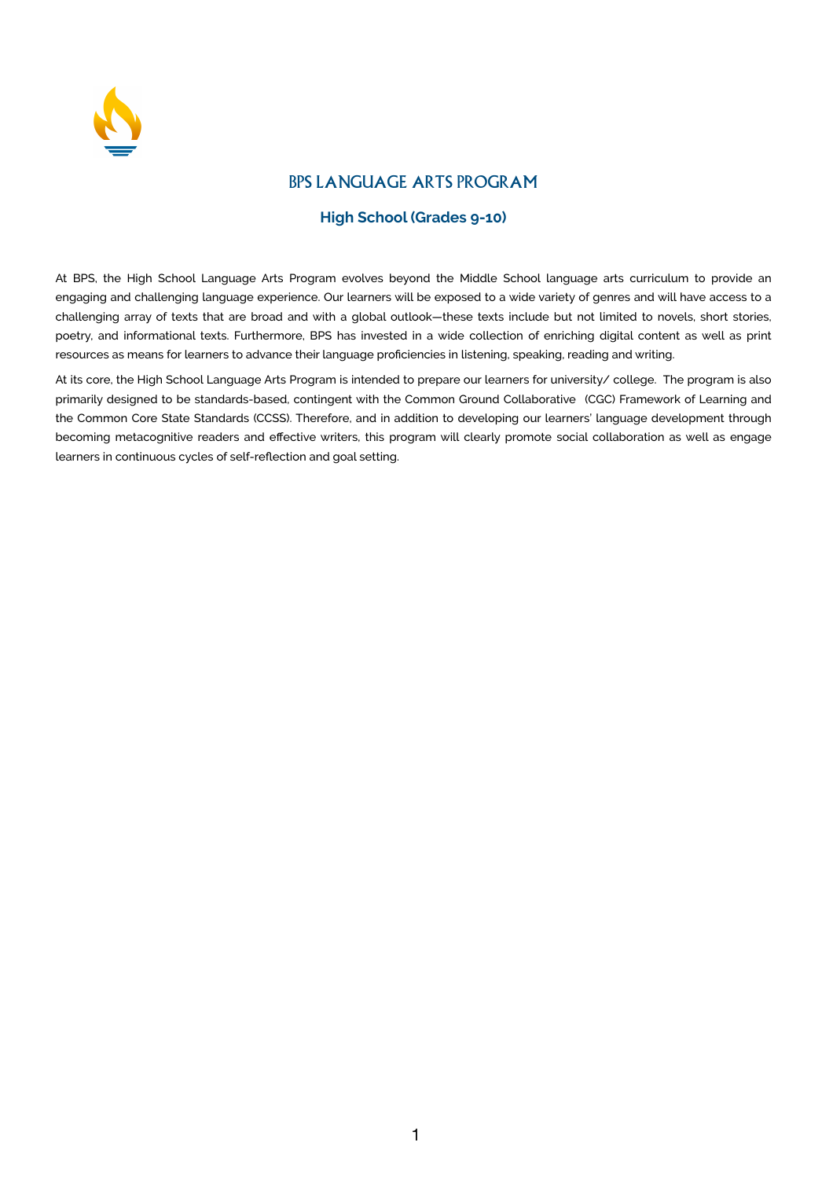# BPS LANGUAGE ARTS PROGRAM

## High School (Grades 9-10)

At BPS, the High School Language Arts Program evolves beyond the Middle School language arts curriculum to provide an engaging and challenging language experience. Our learners will be exposed to a wide variety of genres and will have access to a challenging array of texts that are broad and with a global outlook—these texts include but not limited to novels, short stories, poetry, and informational texts. Furthermore, BPS has invested in a wide collection of enriching digital content as well as print resources as means for learners to advance their language proficiencies in listening, speaking, reading and writing.

At its core, the High School Language Arts Program is intended to prepare our learners for university/ college. The program is also primarily designed to be standards-based, contingent with the Common Ground Collaborative (CGC) Framework of Learning and the Common Core State Standards (CCSS). Therefore, and in addition to developing our learners' language development through becoming metacognitive readers and effective writers, this program will clearly promote social collaboration as well as engage learners in continuous cycles of self-reflection and goal setting.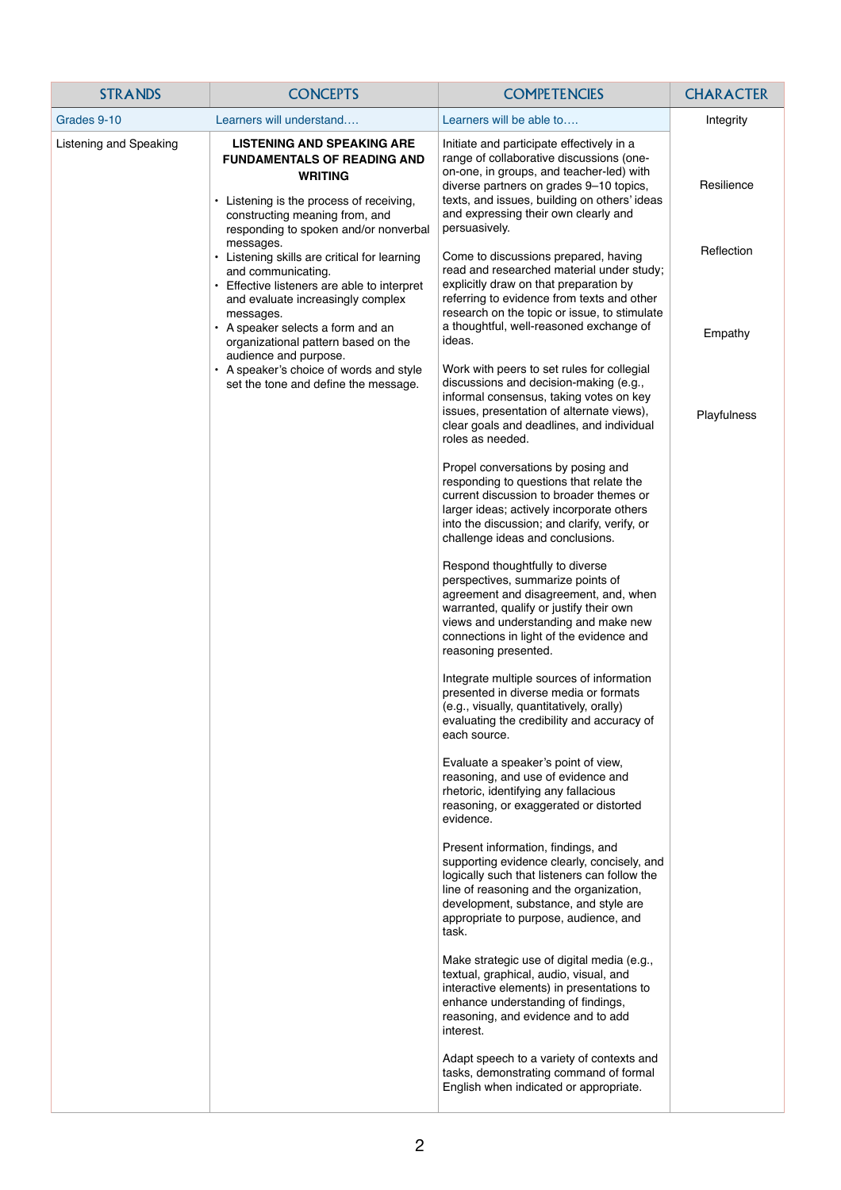| STRANDS | CONCEPTS | COMPETENCIES | CHARACTER |
|---|---|---|---|
| Grades 9-10 | Learners will understand…. | Learners will be able to…. | Integrity<br><br>Resilience<br><br>Reflection<br><br>Empathy<br><br>Playfulness |
| Listening and Speaking | **LISTENING AND SPEAKING ARE FUNDAMENTALS OF READING AND WRITING**<br>• Listening is the process of receiving, constructing meaning from, and responding to spoken and/or nonverbal messages.<br>• Listening skills are critical for learning and communicating.<br>• Effective listeners are able to interpret and evaluate increasingly complex messages.<br>• A speaker selects a form and an organizational pattern based on the audience and purpose.<br>• A speaker's choice of words and style set the tone and define the message. | Initiate and participate effectively in a range of collaborative discussions (one-on-one, in groups, and teacher-led) with diverse partners on grades 9–10 topics, texts, and issues, building on others' ideas and expressing their own clearly and persuasively.<br><br>Come to discussions prepared, having read and researched material under study; explicitly draw on that preparation by referring to evidence from texts and other research on the topic or issue, to stimulate a thoughtful, well-reasoned exchange of ideas.<br><br>Work with peers to set rules for collegial discussions and decision-making (e.g., informal consensus, taking votes on key issues, presentation of alternate views), clear goals and deadlines, and individual roles as needed.<br><br>Propel conversations by posing and responding to questions that relate the current discussion to broader themes or larger ideas; actively incorporate others into the discussion; and clarify, verify, or challenge ideas and conclusions.<br><br>Respond thoughtfully to diverse perspectives, summarize points of agreement and disagreement, and, when warranted, qualify or justify their own views and understanding and make new connections in light of the evidence and reasoning presented.<br><br>Integrate multiple sources of information presented in diverse media or formats (e.g., visually, quantitatively, orally) evaluating the credibility and accuracy of each source.<br><br>Evaluate a speaker's point of view, reasoning, and use of evidence and rhetoric, identifying any fallacious reasoning, or exaggerated or distorted evidence.<br><br>Present information, findings, and supporting evidence clearly, concisely, and logically such that listeners can follow the line of reasoning and the organization, development, substance, and style are appropriate to purpose, audience, and task.<br><br>Make strategic use of digital media (e.g., textual, graphical, audio, visual, and interactive elements) in presentations to enhance understanding of findings, reasoning, and evidence and to add interest.<br><br>Adapt speech to a variety of contexts and tasks, demonstrating command of formal English when indicated or appropriate. | |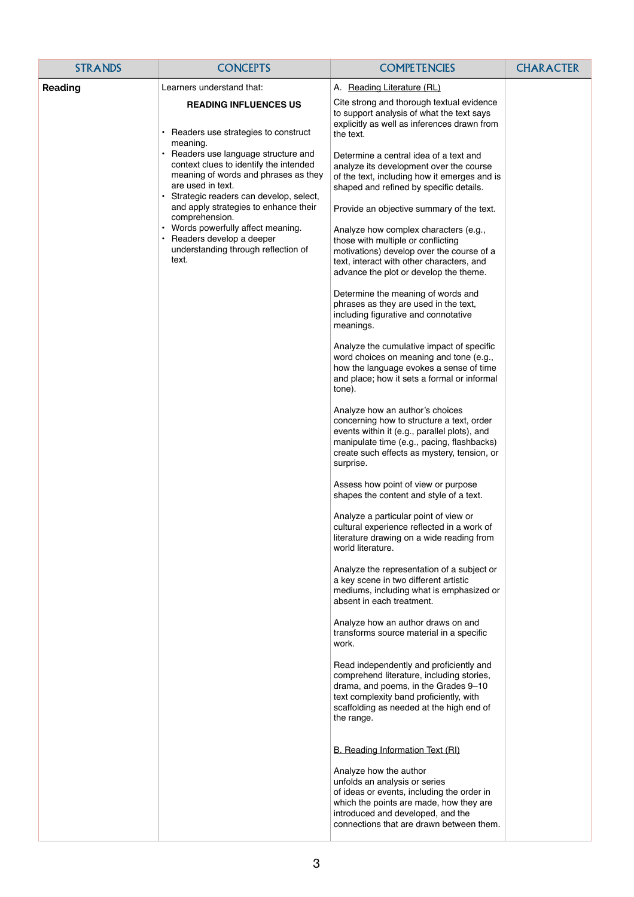| STRANDS | CONCEPTS | COMPETENCIES | CHARACTER |
| --- | --- | --- | --- |
| **Reading** | Learners understand that:<br><br>**READING INFLUENCES US**<br><br>• Readers use strategies to construct meaning.<br>• Readers use language structure and context clues to identify the intended meaning of words and phrases as they are used in text.<br>• Strategic readers can develop, select, and apply strategies to enhance their comprehension.<br>• Words powerfully affect meaning.<br>• Readers develop a deeper understanding through reflection of text. | A. Reading Literature (RL)<br><br>Cite strong and thorough textual evidence to support analysis of what the text says explicitly as well as inferences drawn from the text.<br><br>Determine a central idea of a text and analyze its development over the course of the text, including how it emerges and is shaped and refined by specific details.<br><br>Provide an objective summary of the text.<br><br>Analyze how complex characters (e.g., those with multiple or conflicting motivations) develop over the course of a text, interact with other characters, and advance the plot or develop the theme.<br><br>Determine the meaning of words and phrases as they are used in the text, including figurative and connotative meanings.<br><br>Analyze the cumulative impact of specific word choices on meaning and tone (e.g., how the language evokes a sense of time and place; how it sets a formal or informal tone).<br><br>Analyze how an author's choices concerning how to structure a text, order events within it (e.g., parallel plots), and manipulate time (e.g., pacing, flashbacks) create such effects as mystery, tension, or surprise.<br><br>Assess how point of view or purpose shapes the content and style of a text.<br><br>Analyze a particular point of view or cultural experience reflected in a work of literature drawing on a wide reading from world literature.<br><br>Analyze the representation of a subject or a key scene in two different artistic mediums, including what is emphasized or absent in each treatment.<br><br>Analyze how an author draws on and transforms source material in a specific work.<br><br>Read independently and proficiently and comprehend literature, including stories, drama, and poems, in the Grades 9–10 text complexity band proficiently, with scaffolding as needed at the high end of the range.<br><br>B. Reading Information Text (RI)<br><br>Analyze how the author unfolds an analysis or series of ideas or events, including the order in which the points are made, how they are introduced and developed, and the connections that are drawn between them. | |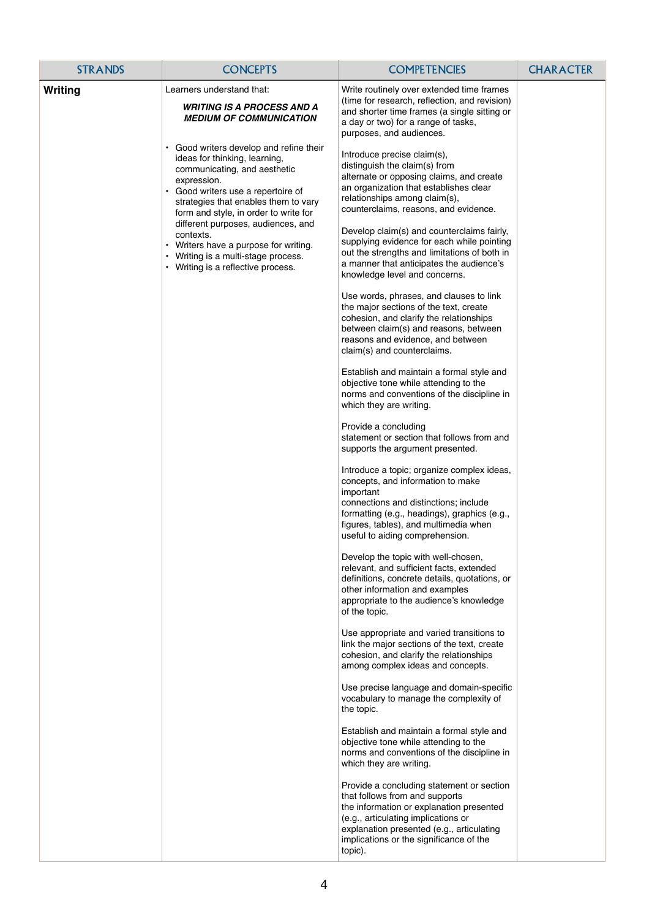| STRANDS | CONCEPTS | COMPETENCIES | CHARACTER |
|---|---|---|---|
| **Writing** | Learners understand that:<br><br>***WRITING IS A PROCESS AND A MEDIUM OF COMMUNICATION***<br><br>• Good writers develop and refine their ideas for thinking, learning, communicating, and aesthetic expression.<br>• Good writers use a repertoire of strategies that enables them to vary form and style, in order to write for different purposes, audiences, and contexts.<br>• Writers have a purpose for writing.<br>• Writing is a multi-stage process.<br>• Writing is a reflective process. | Write routinely over extended time frames (time for research, reflection, and revision) and shorter time frames (a single sitting or a day or two) for a range of tasks, purposes, and audiences.<br><br>Introduce precise claim(s), distinguish the claim(s) from alternate or opposing claims, and create an organization that establishes clear relationships among claim(s), counterclaims, reasons, and evidence.<br><br>Develop claim(s) and counterclaims fairly, supplying evidence for each while pointing out the strengths and limitations of both in a manner that anticipates the audience's knowledge level and concerns.<br><br>Use words, phrases, and clauses to link the major sections of the text, create cohesion, and clarify the relationships between claim(s) and reasons, between reasons and evidence, and between claim(s) and counterclaims.<br><br>Establish and maintain a formal style and objective tone while attending to the norms and conventions of the discipline in which they are writing.<br><br>Provide a concluding statement or section that follows from and supports the argument presented.<br><br>Introduce a topic; organize complex ideas, concepts, and information to make important connections and distinctions; include formatting (e.g., headings), graphics (e.g., figures, tables), and multimedia when useful to aiding comprehension.<br><br>Develop the topic with well-chosen, relevant, and sufficient facts, extended definitions, concrete details, quotations, or other information and examples appropriate to the audience's knowledge of the topic.<br><br>Use appropriate and varied transitions to link the major sections of the text, create cohesion, and clarify the relationships among complex ideas and concepts.<br><br>Use precise language and domain-specific vocabulary to manage the complexity of the topic.<br><br>Establish and maintain a formal style and objective tone while attending to the norms and conventions of the discipline in which they are writing.<br><br>Provide a concluding statement or section that follows from and supports the information or explanation presented (e.g., articulating implications or explanation presented (e.g., articulating implications or the significance of the topic). | |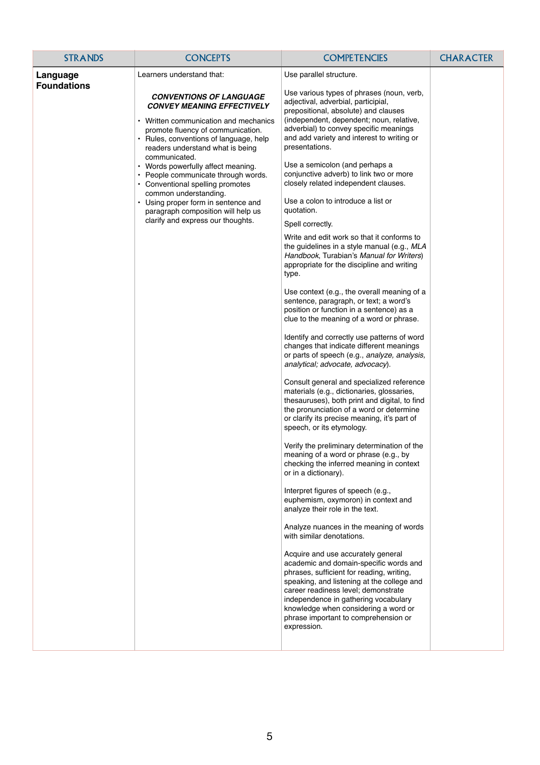| STRANDS | CONCEPTS | COMPETENCIES | CHARACTER |
|---|---|---|---|
| **Language Foundations** | Learners understand that:<br><br>***CONVENTIONS OF LANGUAGE CONVEY MEANING EFFECTIVELY***<br><br>• Written communication and mechanics promote fluency of communication.<br>• Rules, conventions of language, help readers understand what is being communicated.<br>• Words powerfully affect meaning.<br>• People communicate through words.<br>• Conventional spelling promotes common understanding.<br>• Using proper form in sentence and paragraph composition will help us clarify and express our thoughts. | Use parallel structure.<br><br>Use various types of phrases (noun, verb, adjectival, adverbial, participial, prepositional, absolute) and clauses (independent, dependent; noun, relative, adverbial) to convey specific meanings and add variety and interest to writing or presentations.<br><br>Use a semicolon (and perhaps a conjunctive adverb) to link two or more closely related independent clauses.<br><br>Use a colon to introduce a list or quotation.<br><br>Spell correctly.<br><br>Write and edit work so that it conforms to the guidelines in a style manual (e.g., *MLA Handbook*, Turabian's *Manual for Writers*) appropriate for the discipline and writing type.<br><br>Use context (e.g., the overall meaning of a sentence, paragraph, or text; a word's position or function in a sentence) as a clue to the meaning of a word or phrase.<br><br>Identify and correctly use patterns of word changes that indicate different meanings or parts of speech (e.g., *analyze, analysis, analytical; advocate, advocacy*).<br><br>Consult general and specialized reference materials (e.g., dictionaries, glossaries, thesauruses), both print and digital, to find the pronunciation of a word or determine or clarify its precise meaning, it's part of speech, or its etymology.<br><br>Verify the preliminary determination of the meaning of a word or phrase (e.g., by checking the inferred meaning in context or in a dictionary).<br><br>Interpret figures of speech (e.g., euphemism, oxymoron) in context and analyze their role in the text.<br><br>Analyze nuances in the meaning of words with similar denotations.<br><br>Acquire and use accurately general academic and domain-specific words and phrases, sufficient for reading, writing, speaking, and listening at the college and career readiness level; demonstrate independence in gathering vocabulary knowledge when considering a word or phrase important to comprehension or expression. | |